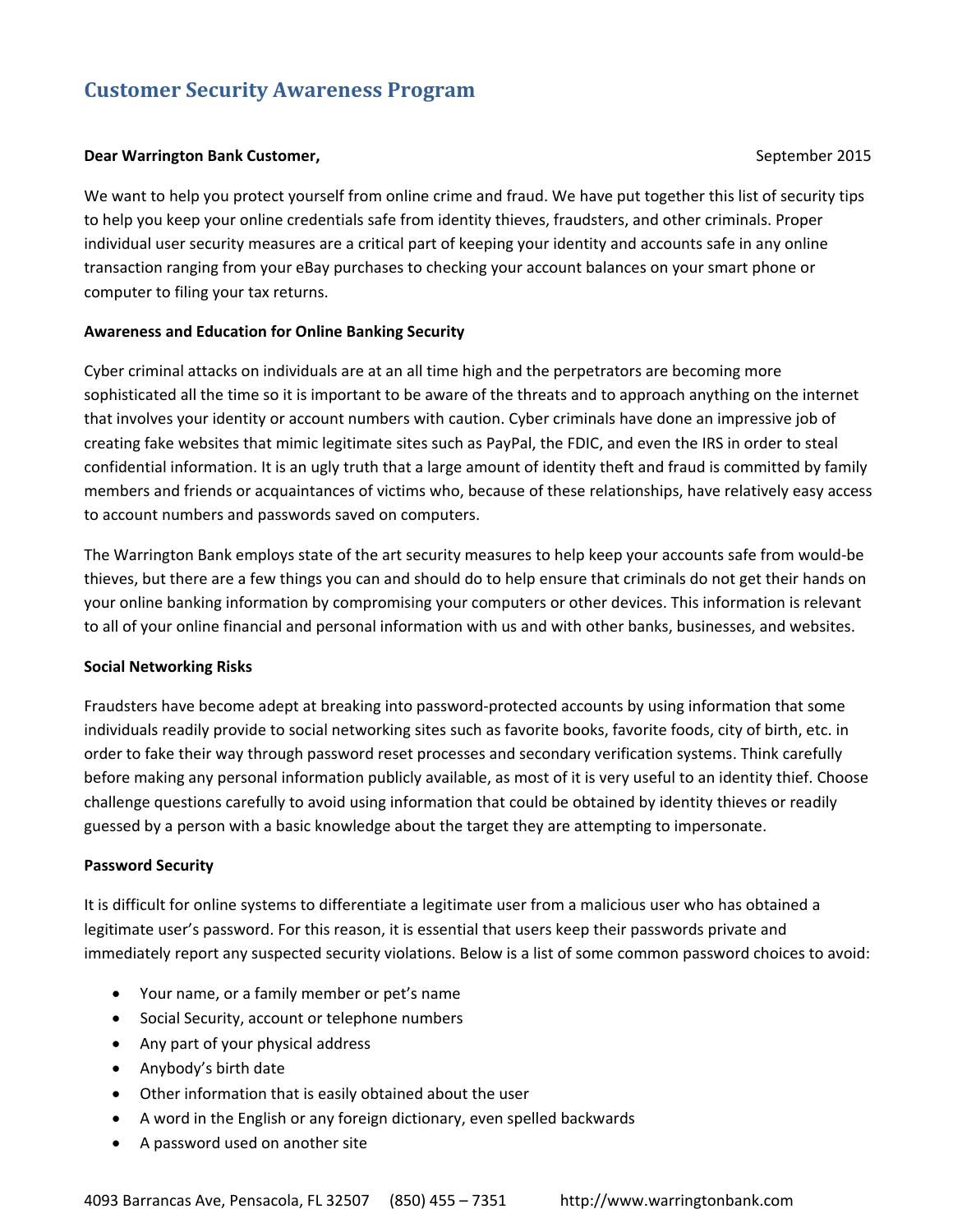# Customer Security Awareness Program

**Dear Warrington Bank Customer,** September 2015

We want to help you protect yourself from online crime and fraud. We have put together this list of security tips to help you keep your online credentials safe from identity thieves, fraudsters, and other criminals. Proper individual user security measures are a critical part of keeping your identity and accounts safe in any online transaction ranging from your eBay purchases to checking your account balances on your smart phone or computer to filing your tax returns.

**Awareness and Education for Online Banking Security**

Cyber criminal attacks on individuals are at an all time high and the perpetrators are becoming more sophisticated all the time so it is important to be aware of the threats and to approach anything on the internet that involves your identity or account numbers with caution. Cyber criminals have done an impressive job of creating fake websites that mimic legitimate sites such as PayPal, the FDIC, and even the IRS in order to steal confidential information. It is an ugly truth that a large amount of identity theft and fraud is committed by family members and friends or acquaintances of victims who, because of these relationships, have relatively easy access to account numbers and passwords saved on computers.

The Warrington Bank employs state of the art security measures to help keep your accounts safe from would-be thieves, but there are a few things you can and should do to help ensure that criminals do not get their hands on your online banking information by compromising your computers or other devices. This information is relevant to all of your online financial and personal information with us and with other banks, businesses, and websites.

**Social Networking Risks**

Fraudsters have become adept at breaking into password-protected accounts by using information that some individuals readily provide to social networking sites such as favorite books, favorite foods, city of birth, etc. in order to fake their way through password reset processes and secondary verification systems. Think carefully before making any personal information publicly available, as most of it is very useful to an identity thief. Choose challenge questions carefully to avoid using information that could be obtained by identity thieves or readily guessed by a person with a basic knowledge about the target they are attempting to impersonate.

**Password Security**

It is difficult for online systems to differentiate a legitimate user from a malicious user who has obtained a legitimate user's password. For this reason, it is essential that users keep their passwords private and immediately report any suspected security violations. Below is a list of some common password choices to avoid:

- Your name, or a family member or pet's name
- Social Security, account or telephone numbers
- Any part of your physical address
- Anybody's birth date
- Other information that is easily obtained about the user
- A word in the English or any foreign dictionary, even spelled backwards
- A password used on another site

4093 Barrancas Ave, Pensacola, FL 32507 (850) 455 – 7351 http://www.warringtonbank.com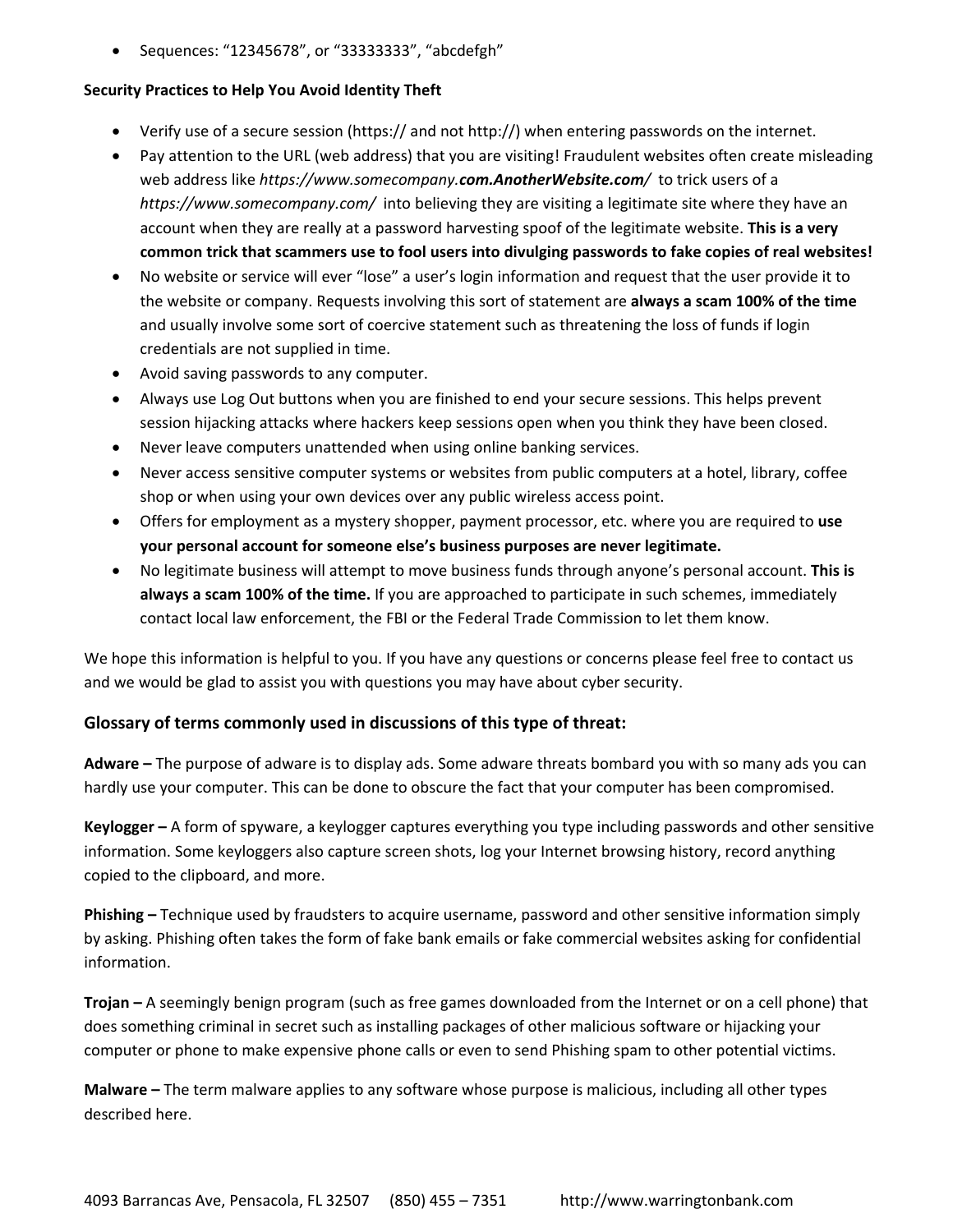- Sequences: “12345678”, or “33333333”, “abcdefgh”

**Security Practices to Help You Avoid Identity Theft**

- Verify use of a secure session (https:// and not http://) when entering passwords on the internet.
- Pay attention to the URL (web address) that you are visiting! Fraudulent websites often create misleading web address like *https://www.somecompany.**com.AnotherWebsite.com/*** to trick users of a *https://www.somecompany.com/* into believing they are visiting a legitimate site where they have an account when they are really at a password harvesting spoof of the legitimate website. **This is a very common trick that scammers use to fool users into divulging passwords to fake copies of real websites!**
- No website or service will ever “lose” a user’s login information and request that the user provide it to the website or company. Requests involving this sort of statement are **always a scam 100% of the time** and usually involve some sort of coercive statement such as threatening the loss of funds if login credentials are not supplied in time.
- Avoid saving passwords to any computer.
- Always use Log Out buttons when you are finished to end your secure sessions. This helps prevent session hijacking attacks where hackers keep sessions open when you think they have been closed.
- Never leave computers unattended when using online banking services.
- Never access sensitive computer systems or websites from public computers at a hotel, library, coffee shop or when using your own devices over any public wireless access point.
- Offers for employment as a mystery shopper, payment processor, etc. where you are required to **use your personal account for someone else’s business purposes are never legitimate.**
- No legitimate business will attempt to move business funds through anyone’s personal account. **This is always a scam 100% of the time.** If you are approached to participate in such schemes, immediately contact local law enforcement, the FBI or the Federal Trade Commission to let them know.

We hope this information is helpful to you. If you have any questions or concerns please feel free to contact us and we would be glad to assist you with questions you may have about cyber security.

## Glossary of terms commonly used in discussions of this type of threat:

**Adware –** The purpose of adware is to display ads. Some adware threats bombard you with so many ads you can hardly use your computer. This can be done to obscure the fact that your computer has been compromised.

**Keylogger –** A form of spyware, a keylogger captures everything you type including passwords and other sensitive information. Some keyloggers also capture screen shots, log your Internet browsing history, record anything copied to the clipboard, and more.

**Phishing –** Technique used by fraudsters to acquire username, password and other sensitive information simply by asking. Phishing often takes the form of fake bank emails or fake commercial websites asking for confidential information.

**Trojan –** A seemingly benign program (such as free games downloaded from the Internet or on a cell phone) that does something criminal in secret such as installing packages of other malicious software or hijacking your computer or phone to make expensive phone calls or even to send Phishing spam to other potential victims.

**Malware –** The term malware applies to any software whose purpose is malicious, including all other types described here.